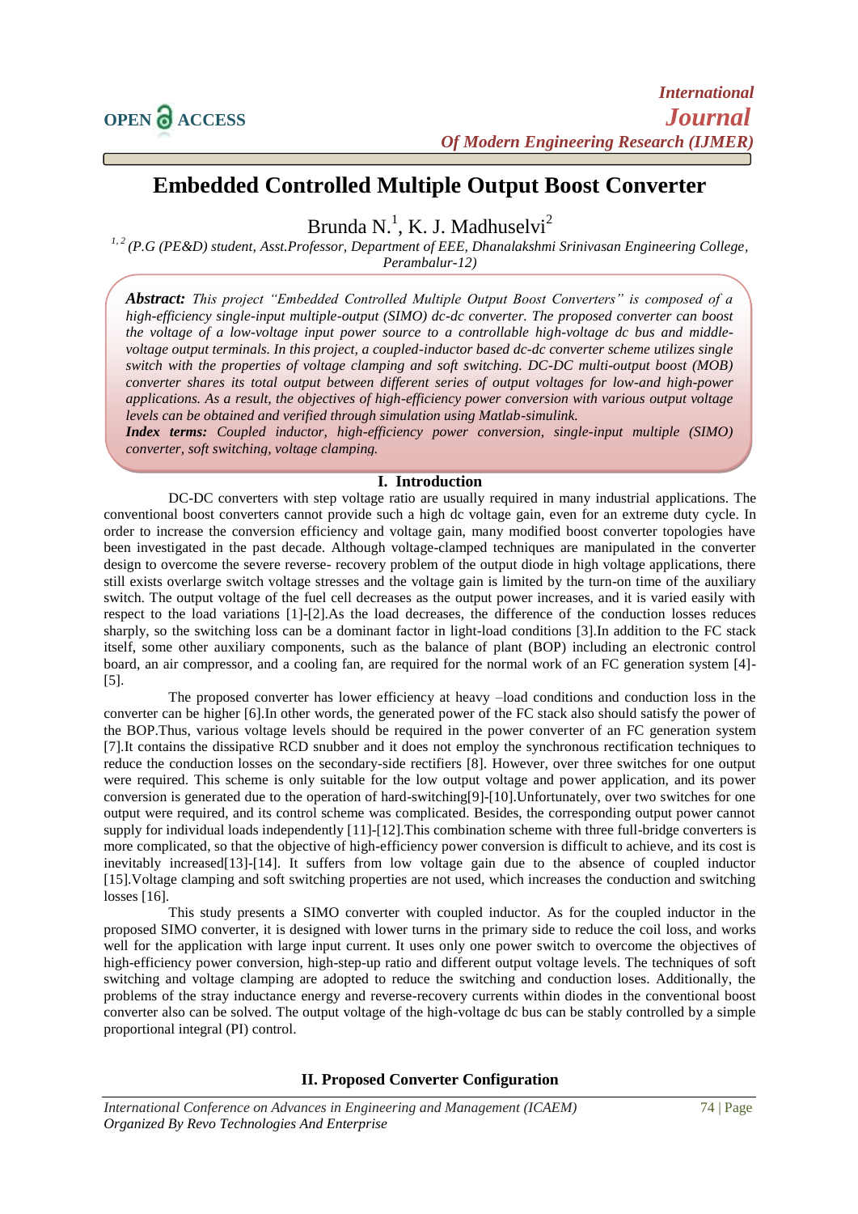# Embedded Controlled Multiple Output Boost Converter

Brunda N.[1], K. J. Madhuselvi[2]

[1,2] *(P.G (PE&D) student, Asst.Professor, Department of EEE, Dhanalakshmi Srinivasan Engineering College, Perambalur-12)*

***Abstract:*** *This project "Embedded Controlled Multiple Output Boost Converters" is composed of a high-efficiency single-input multiple-output (SIMO) dc-dc converter. The proposed converter can boost the voltage of a low-voltage input power source to a controllable high-voltage dc bus and middle-voltage output terminals. In this project, a coupled-inductor based dc-dc converter scheme utilizes single switch with the properties of voltage clamping and soft switching. DC-DC multi-output boost (MOB) converter shares its total output between different series of output voltages for low-and high-power applications. As a result, the objectives of high-efficiency power conversion with various output voltage levels can be obtained and verified through simulation using Matlab-simulink.*

***Index terms:*** *Coupled inductor, high-efficiency power conversion, single-input multiple (SIMO) converter, soft switching, voltage clamping.*

## I. Introduction

DC-DC converters with step voltage ratio are usually required in many industrial applications. The conventional boost converters cannot provide such a high dc voltage gain, even for an extreme duty cycle. In order to increase the conversion efficiency and voltage gain, many modified boost converter topologies have been investigated in the past decade. Although voltage-clamped techniques are manipulated in the converter design to overcome the severe reverse- recovery problem of the output diode in high voltage applications, there still exists overlarge switch voltage stresses and the voltage gain is limited by the turn-on time of the auxiliary switch. The output voltage of the fuel cell decreases as the output power increases, and it is varied easily with respect to the load variations [1]-[2].As the load decreases, the difference of the conduction losses reduces sharply, so the switching loss can be a dominant factor in light-load conditions [3].In addition to the FC stack itself, some other auxiliary components, such as the balance of plant (BOP) including an electronic control board, an air compressor, and a cooling fan, are required for the normal work of an FC generation system [4]-[5].

The proposed converter has lower efficiency at heavy –load conditions and conduction loss in the converter can be higher [6].In other words, the generated power of the FC stack also should satisfy the power of the BOP.Thus, various voltage levels should be required in the power converter of an FC generation system [7].It contains the dissipative RCD snubber and it does not employ the synchronous rectification techniques to reduce the conduction losses on the secondary-side rectifiers [8]. However, over three switches for one output were required. This scheme is only suitable for the low output voltage and power application, and its power conversion is generated due to the operation of hard-switching[9]-[10].Unfortunately, over two switches for one output were required, and its control scheme was complicated. Besides, the corresponding output power cannot supply for individual loads independently [11]-[12].This combination scheme with three full-bridge converters is more complicated, so that the objective of high-efficiency power conversion is difficult to achieve, and its cost is inevitably increased[13]-[14]. It suffers from low voltage gain due to the absence of coupled inductor [15].Voltage clamping and soft switching properties are not used, which increases the conduction and switching losses [16].

This study presents a SIMO converter with coupled inductor. As for the coupled inductor in the proposed SIMO converter, it is designed with lower turns in the primary side to reduce the coil loss, and works well for the application with large input current. It uses only one power switch to overcome the objectives of high-efficiency power conversion, high-step-up ratio and different output voltage levels. The techniques of soft switching and voltage clamping are adopted to reduce the switching and conduction loses. Additionally, the problems of the stray inductance energy and reverse-recovery currents within diodes in the conventional boost converter also can be solved. The output voltage of the high-voltage dc bus can be stably controlled by a simple proportional integral (PI) control.

## II. Proposed Converter Configuration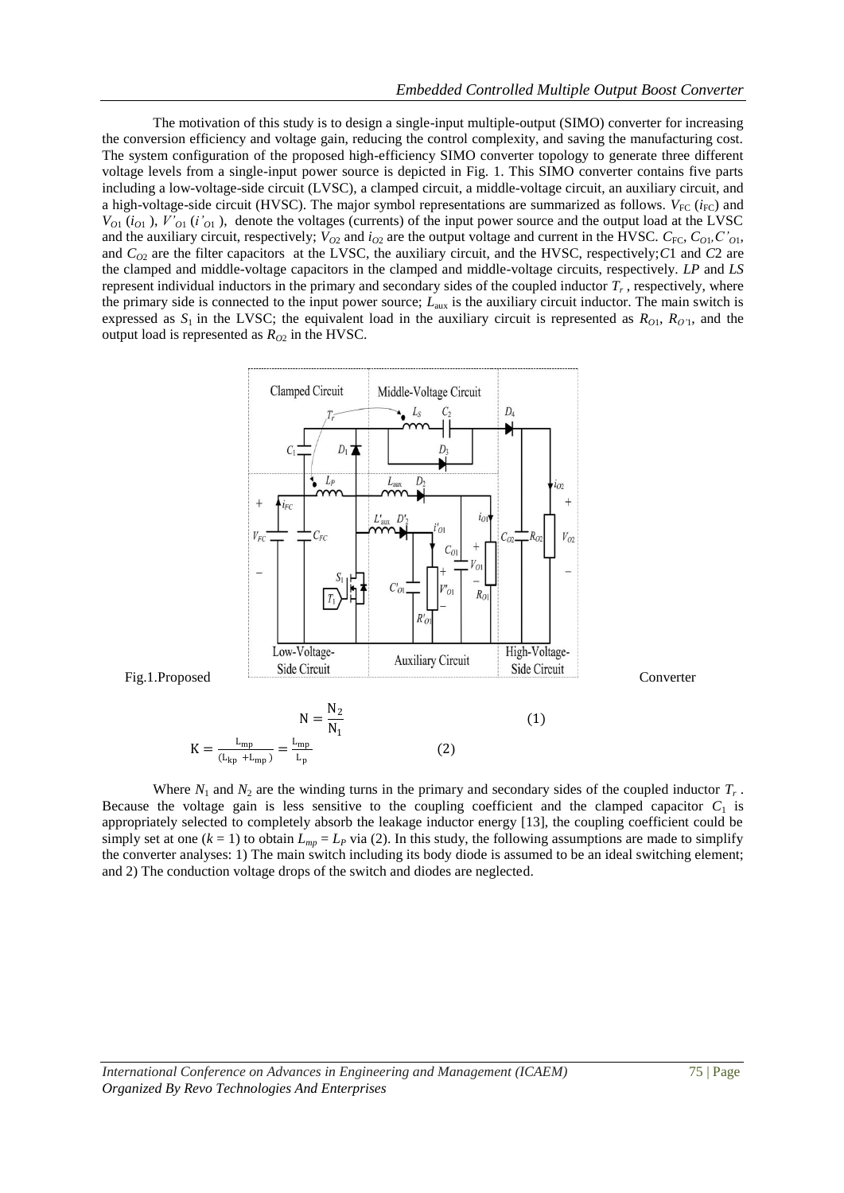The motivation of this study is to design a single-input multiple-output (SIMO) converter for increasing the conversion efficiency and voltage gain, reducing the control complexity, and saving the manufacturing cost. The system configuration of the proposed high-efficiency SIMO converter topology to generate three different voltage levels from a single-input power source is depicted in Fig. 1. This SIMO converter contains five parts including a low-voltage-side circuit (LVSC), a clamped circuit, a middle-voltage circuit, an auxiliary circuit, and a high-voltage-side circuit (HVSC). The major symbol representations are summarized as follows. $V_{FC}$ ($i_{FC}$) and $V_{O1}$ ($i_{O1}$ ), $V'_{O1}$ ($i'_{O1}$ ), denote the voltages (currents) of the input power source and the output load at the LVSC and the auxiliary circuit, respectively; $V_{O2}$ and $i_{O2}$ are the output voltage and current in the HVSC. $C_{FC}$, $C_{O1}$, $C'_{O1}$, and $C_{O2}$ are the filter capacitors at the LVSC, the auxiliary circuit, and the HVSC, respectively; $C1$ and $C2$ are the clamped and middle-voltage capacitors in the clamped and middle-voltage circuits, respectively. $LP$ and $LS$ represent individual inductors in the primary and secondary sides of the coupled inductor $T_r$ , respectively, where the primary side is connected to the input power source; $L_{aux}$ is the auxiliary circuit inductor. The main switch is expressed as $S_1$ in the LVSC; the equivalent load in the auxiliary circuit is represented as $R_{O1}$, $R_{O'1}$, and the output load is represented as $R_{O2}$ in the HVSC.

Fig.1.Proposed Converter

$$N = \frac{N_2}{N_1} \tag{1}$$

$$K = \frac{L_{mp}}{(L_{kp} + L_{mp})} = \frac{L_{mp}}{L_p} \tag{2}$$

Where $N_1$ and $N_2$ are the winding turns in the primary and secondary sides of the coupled inductor $T_r$ . Because the voltage gain is less sensitive to the coupling coefficient and the clamped capacitor $C_1$ is appropriately selected to completely absorb the leakage inductor energy [13], the coupling coefficient could be simply set at one ($k = 1$) to obtain $L_{mp} = L_P$ via (2). In this study, the following assumptions are made to simplify the converter analyses: 1) The main switch including its body diode is assumed to be an ideal switching element; and 2) The conduction voltage drops of the switch and diodes are neglected.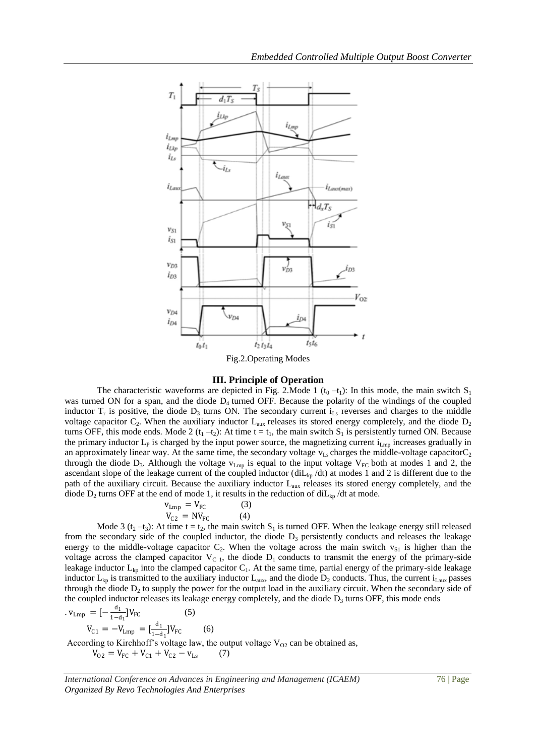Fig.2.Operating Modes

## III. Principle of Operation

The characteristic waveforms are depicted in Fig. 2.Mode 1 ($t_0$ –$t_1$): In this mode, the main switch $S_1$ was turned ON for a span, and the diode $D_4$ turned OFF. Because the polarity of the windings of the coupled inductor $T_r$ is positive, the diode $D_3$ turns ON. The secondary current $i_{Ls}$ reverses and charges to the middle voltage capacitor $C_2$. When the auxiliary inductor $L_{aux}$ releases its stored energy completely, and the diode $D_2$ turns OFF, this mode ends. Mode 2 ($t_1$ –$t_2$): At time t = $t_1$, the main switch $S_1$ is persistently turned ON. Because the primary inductor $L_P$ is charged by the input power source, the magnetizing current $i_{Lmp}$ increases gradually in an approximately linear way. At the same time, the secondary voltage $v_{Ls}$ charges the middle-voltage capacitor$C_2$ through the diode $D_3$. Although the voltage $v_{Lmp}$ is equal to the input voltage $V_{FC}$ both at modes 1 and 2, the ascendant slope of the leakage current of the coupled inductor ($diL_{kp}$ /dt) at modes 1 and 2 is different due to the path of the auxiliary circuit. Because the auxiliary inductor $L_{aux}$ releases its stored energy completely, and the diode $D_2$ turns OFF at the end of mode 1, it results in the reduction of $diL_{kp}$ /dt at mode.

$$v_{Lmp} = V_{FC} \qquad (3)$$

$$V_{C2} = NV_{FC} \qquad (4)$$

Mode 3 ($t_2$ –$t_3$): At time t = $t_2$, the main switch $S_1$ is turned OFF. When the leakage energy still released from the secondary side of the coupled inductor, the diode $D_3$ persistently conducts and releases the leakage energy to the middle-voltage capacitor $C_2$. When the voltage across the main switch $v_{S1}$ is higher than the voltage across the clamped capacitor $V_{C\,1}$, the diode $D_1$ conducts to transmit the energy of the primary-side leakage inductor $L_{kp}$ into the clamped capacitor $C_1$. At the same time, partial energy of the primary-side leakage inductor $L_{kp}$ is transmitted to the auxiliary inductor $L_{aux}$, and the diode $D_2$ conducts. Thus, the current $i_{Laux}$ passes through the diode $D_2$ to supply the power for the output load in the auxiliary circuit. When the secondary side of the coupled inductor releases its leakage energy completely, and the diode $D_3$ turns OFF, this mode ends

$$. \; v_{Lmp} = [-\frac{d_1}{1-d_1}]V_{FC} \qquad (5)$$

$$V_{C1} = -V_{Lmp} = [\frac{d_1}{1-d_1}]V_{FC} \qquad (6)$$

According to Kirchhoff's voltage law, the output voltage $V_{O2}$ can be obtained as,

$$V_{O2} = V_{FC} + V_{C1} + V_{C2} - v_{Ls} \qquad (7)$$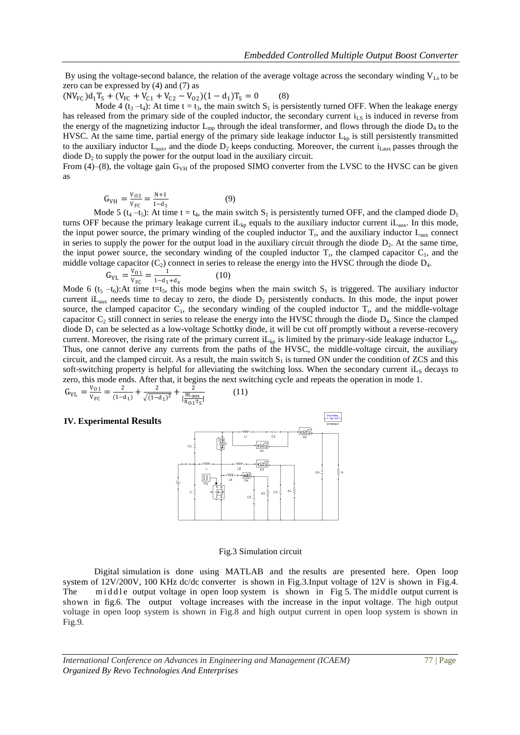By using the voltage-second balance, the relation of the average voltage across the secondary winding $V_{Ls}$ to be zero can be expressed by (4) and (7) as

$$(NV_{FC})d_1T_S + (V_{FC} + V_{C1} + V_{C2} - V_{O2})(1 - d_1)T_S = 0 \qquad (8)$$

Mode 4 ($t_3$ –$t_4$): At time t = $t_3$, the main switch $S_1$ is persistently turned OFF. When the leakage energy has released from the primary side of the coupled inductor, the secondary current $i_{LS}$ is induced in reverse from the energy of the magnetizing inductor $L_{mp}$ through the ideal transformer, and flows through the diode $D_4$ to the HVSC. At the same time, partial energy of the primary side leakage inductor $L_{kp}$ is still persistently transmitted to the auxiliary inductor $L_{aux}$, and the diode $D_2$ keeps conducting. Moreover, the current $i_{Laux}$ passes through the diode $D_2$ to supply the power for the output load in the auxiliary circuit.

From (4)–(8), the voltage gain $G_{VH}$ of the proposed SIMO converter from the LVSC to the HVSC can be given as

$$G_{VH} = \frac{V_{O2}}{V_{FC}} = \frac{N+1}{1-d_1} \qquad (9)$$

Mode 5 ($t_4$ –$t_5$): At time t = $t_4$, the main switch $S_1$ is persistently turned OFF, and the clamped diode $D_1$ turns OFF because the primary leakage current $iL_{kp}$ equals to the auxiliary inductor current $iL_{aux}$. In this mode, the input power source, the primary winding of the coupled inductor $T_r$, and the auxiliary inductor $L_{aux}$ connect in series to supply the power for the output load in the auxiliary circuit through the diode $D_2$. At the same time, the input power source, the secondary winding of the coupled inductor $T_r$, the clamped capacitor $C_1$, and the middle voltage capacitor ($C_2$) connect in series to release the energy into the HVSC through the diode $D_4$.

$$G_{VL} = \frac{V_{O1}}{V_{FC}} = \frac{1}{1-d_1+d_x} \qquad (10)$$

Mode 6 ($t_5$ –$t_6$):At time t=$t_5$, this mode begins when the main switch $S_1$ is triggered. The auxiliary inductor current $iL_{aux}$ needs time to decay to zero, the diode $D_2$ persistently conducts. In this mode, the input power source, the clamped capacitor $C_1$, the secondary winding of the coupled inductor $T_r$, and the middle-voltage capacitor $C_2$ still connect in series to release the energy into the HVSC through the diode $D_4$. Since the clamped diode $D_1$ can be selected as a low-voltage Schottky diode, it will be cut off promptly without a reverse-recovery current. Moreover, the rising rate of the primary current $iL_{kp}$ is limited by the primary-side leakage inductor $L_{kp}$. Thus, one cannot derive any currents from the paths of the HVSC, the middle-voltage circuit, the auxiliary circuit, and the clamped circuit. As a result, the main switch $S_1$ is turned ON under the condition of ZCS and this soft-switching property is helpful for alleviating the switching loss. When the secondary current $iL_S$ decays to zero, this mode ends. After that, it begins the next switching cycle and repeats the operation in mode 1.

$$G_{VL} = \frac{V_{O1}}{V_{FC}} = \frac{2}{(1-d_1)} + \frac{2}{\sqrt{(1-d_1)^2}} + \frac{2}{\left[\frac{8L_{aux}}{R_{O1}T_S}\right]} \qquad (11)$$

## IV. Experimental Results

Fig.3 Simulation circuit

Digital simulation is done using MATLAB and the results are presented here. Open loop system of 12V/200V, 100 KHz dc/dc converter is shown in Fig.3.Input voltage of 12V is shown in Fig.4. The middle output voltage in open loop system is shown in Fig 5. The middle output current is shown in fig.6. The output voltage increases with the increase in the input voltage. The high output voltage in open loop system is shown in Fig.8 and high output current in open loop system is shown in Fig.9.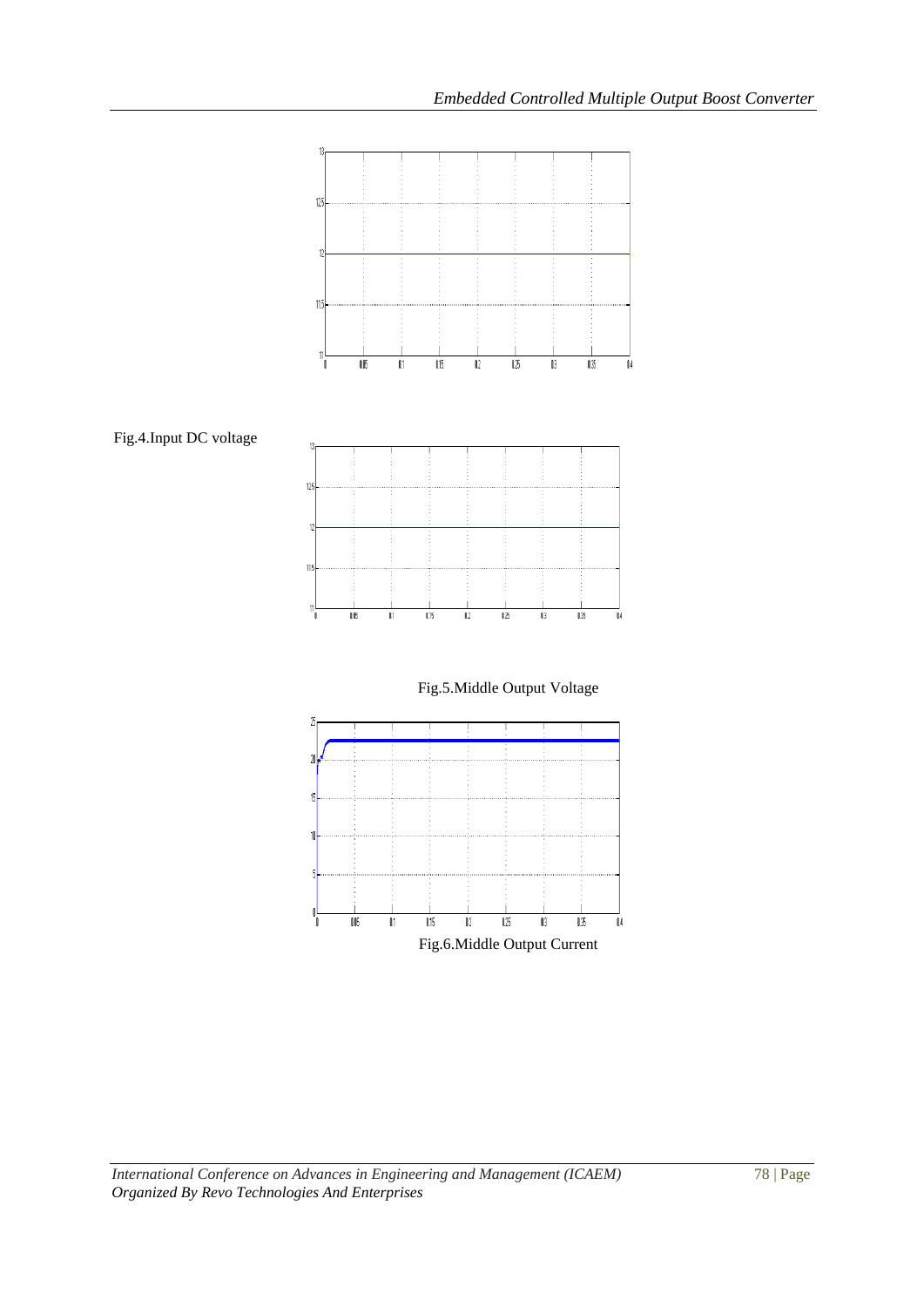Fig.4.Input DC voltage

Fig.5.Middle Output Voltage

Fig.6.Middle Output Current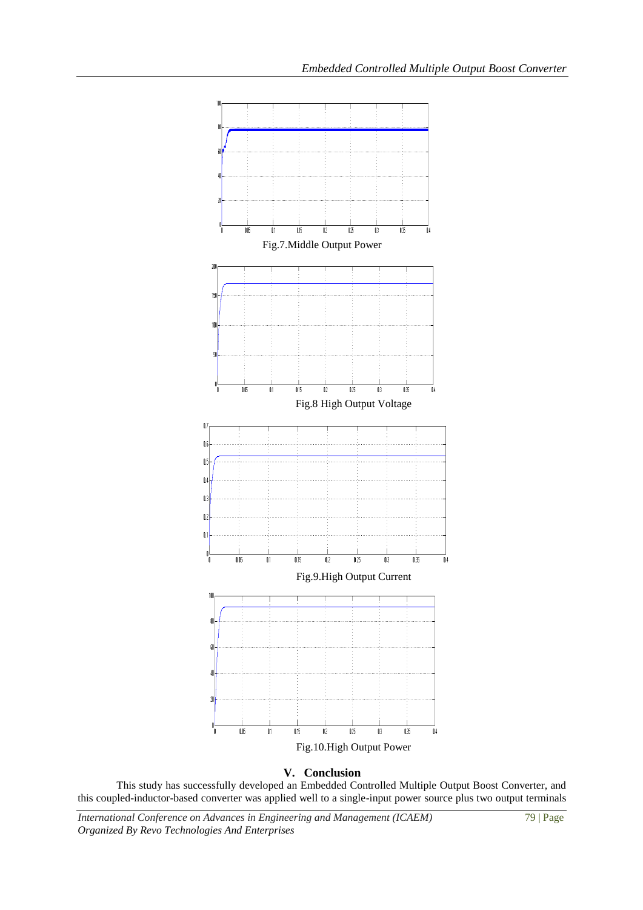Fig.7.Middle Output Power

Fig.8 High Output Voltage

Fig.9.High Output Current

Fig.10.High Output Power

## V. Conclusion

This study has successfully developed an Embedded Controlled Multiple Output Boost Converter, and this coupled-inductor-based converter was applied well to a single-input power source plus two output terminals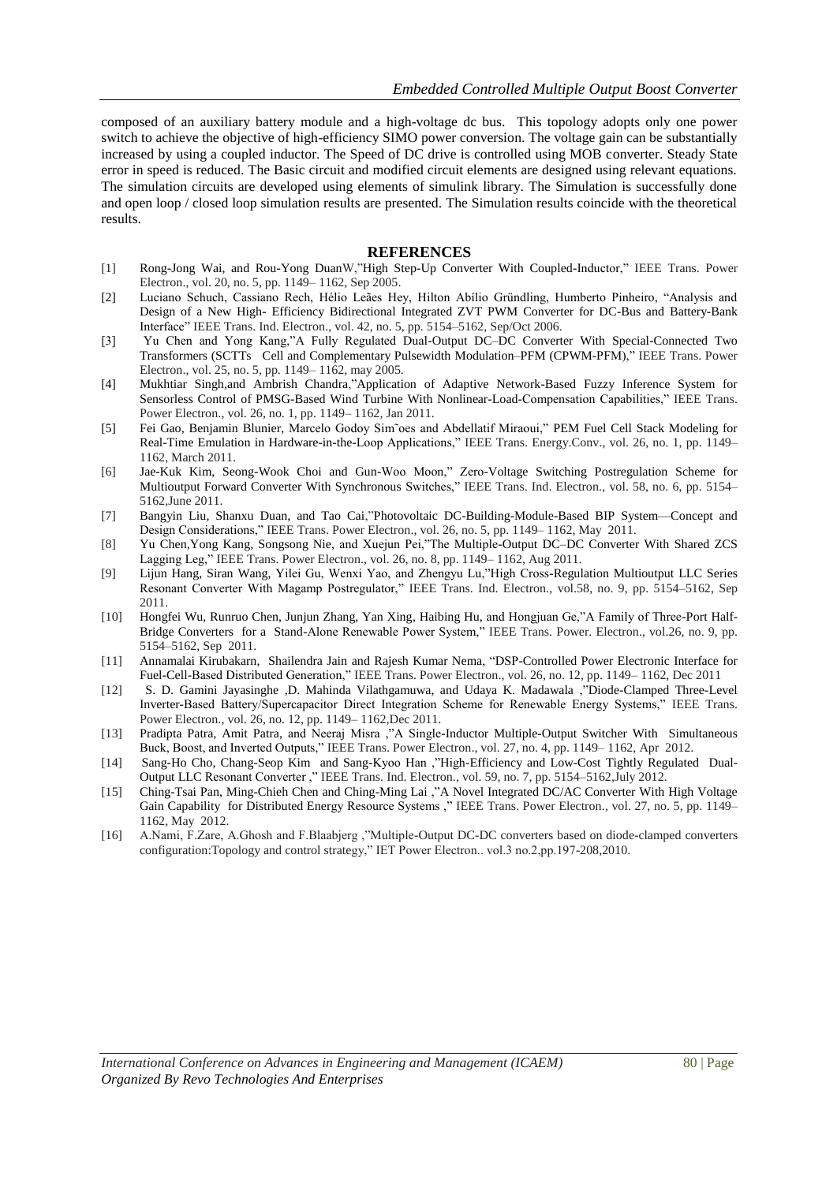composed of an auxiliary battery module and a high-voltage dc bus. This topology adopts only one power switch to achieve the objective of high-efficiency SIMO power conversion. The voltage gain can be substantially increased by using a coupled inductor. The Speed of DC drive is controlled using MOB converter. Steady State error in speed is reduced. The Basic circuit and modified circuit elements are designed using relevant equations. The simulation circuits are developed using elements of simulink library. The Simulation is successfully done and open loop / closed loop simulation results are presented. The Simulation results coincide with the theoretical results.

## REFERENCES

[1] Rong-Jong Wai, and Rou-Yong DuanW,"High Step-Up Converter With Coupled-Inductor," IEEE Trans. Power Electron., vol. 20, no. 5, pp. 1149– 1162, Sep 2005.

[2] Luciano Schuch, Cassiano Rech, Hélio Leães Hey, Hilton Abílio Gründling, Humberto Pinheiro, "Analysis and Design of a New High- Efficiency Bidirectional Integrated ZVT PWM Converter for DC-Bus and Battery-Bank Interface" IEEE Trans. Ind. Electron., vol. 42, no. 5, pp. 5154–5162, Sep/Oct 2006.

[3] Yu Chen and Yong Kang,"A Fully Regulated Dual-Output DC–DC Converter With Special-Connected Two Transformers (SCTTs Cell and Complementary Pulsewidth Modulation–PFM (CPWM-PFM)," IEEE Trans. Power Electron., vol. 25, no. 5, pp. 1149– 1162, may 2005.

[4] Mukhtiar Singh,and Ambrish Chandra,"Application of Adaptive Network-Based Fuzzy Inference System for Sensorless Control of PMSG-Based Wind Turbine With Nonlinear-Load-Compensation Capabilities," IEEE Trans. Power Electron., vol. 26, no. 1, pp. 1149– 1162, Jan 2011.

[5] Fei Gao, Benjamin Blunier, Marcelo Godoy Sim˜oes and Abdellatif Miraoui," PEM Fuel Cell Stack Modeling for Real-Time Emulation in Hardware-in-the-Loop Applications," IEEE Trans. Energy.Conv., vol. 26, no. 1, pp. 1149– 1162, March 2011.

[6] Jae-Kuk Kim, Seong-Wook Choi and Gun-Woo Moon," Zero-Voltage Switching Postregulation Scheme for Multioutput Forward Converter With Synchronous Switches," IEEE Trans. Ind. Electron., vol. 58, no. 6, pp. 5154–5162,June 2011.

[7] Bangyin Liu, Shanxu Duan, and Tao Cai,"Photovoltaic DC-Building-Module-Based BIP System—Concept and Design Considerations," IEEE Trans. Power Electron., vol. 26, no. 5, pp. 1149– 1162, May 2011.

[8] Yu Chen,Yong Kang, Songsong Nie, and Xuejun Pei,"The Multiple-Output DC–DC Converter With Shared ZCS Lagging Leg," IEEE Trans. Power Electron., vol. 26, no. 8, pp. 1149– 1162, Aug 2011.

[9] Lijun Hang, Siran Wang, Yilei Gu, Wenxi Yao, and Zhengyu Lu,"High Cross-Regulation Multioutput LLC Series Resonant Converter With Magamp Postregulator," IEEE Trans. Ind. Electron., vol.58, no. 9, pp. 5154–5162, Sep 2011.

[10] Hongfei Wu, Runruo Chen, Junjun Zhang, Yan Xing, Haibing Hu, and Hongjuan Ge,"A Family of Three-Port Half-Bridge Converters for a Stand-Alone Renewable Power System," IEEE Trans. Power. Electron., vol.26, no. 9, pp. 5154–5162, Sep 2011.

[11] Annamalai Kirubakarn, Shailendra Jain and Rajesh Kumar Nema, "DSP-Controlled Power Electronic Interface for Fuel-Cell-Based Distributed Generation," IEEE Trans. Power Electron., vol. 26, no. 12, pp. 1149– 1162, Dec 2011

[12] S. D. Gamini Jayasinghe ,D. Mahinda Vilathgamuwa, and Udaya K. Madawala ,"Diode-Clamped Three-Level Inverter-Based Battery/Supercapacitor Direct Integration Scheme for Renewable Energy Systems," IEEE Trans. Power Electron., vol. 26, no. 12, pp. 1149– 1162,Dec 2011.

[13] Pradipta Patra, Amit Patra, and Neeraj Misra ,"A Single-Inductor Multiple-Output Switcher With Simultaneous Buck, Boost, and Inverted Outputs," IEEE Trans. Power Electron., vol. 27, no. 4, pp. 1149– 1162, Apr 2012.

[14] Sang-Ho Cho, Chang-Seop Kim and Sang-Kyoo Han ,"High-Efficiency and Low-Cost Tightly Regulated Dual-Output LLC Resonant Converter ," IEEE Trans. Ind. Electron., vol. 59, no. 7, pp. 5154–5162,July 2012.

[15] Ching-Tsai Pan, Ming-Chieh Chen and Ching-Ming Lai ,"A Novel Integrated DC/AC Converter With High Voltage Gain Capability for Distributed Energy Resource Systems ," IEEE Trans. Power Electron., vol. 27, no. 5, pp. 1149– 1162, May 2012.

[16] A.Nami, F.Zare, A.Ghosh and F.Blaabjerg ,"Multiple-Output DC-DC converters based on diode-clamped converters configuration:Topology and control strategy," IET Power Electron.. vol.3 no.2,pp.197-208,2010.